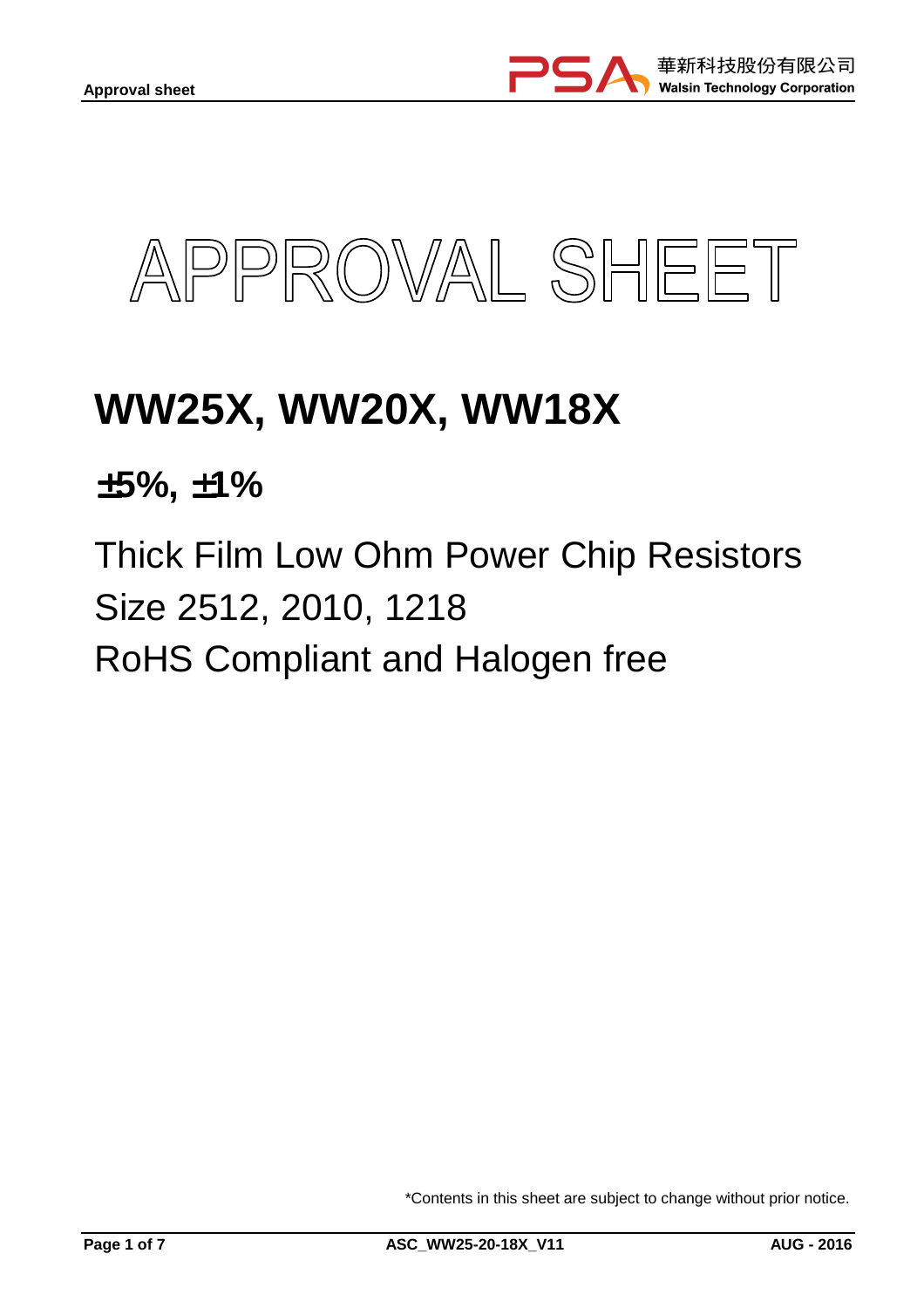# APPROVAL SHEET

# WW25X, WW20X, WW18X

## ±5%, ±1%

Thick Film Low Ohm Power Chip Resistors
Size 2512, 2010, 1218
RoHS Compliant and Halogen free

*Contents in this sheet are subject to change without prior notice.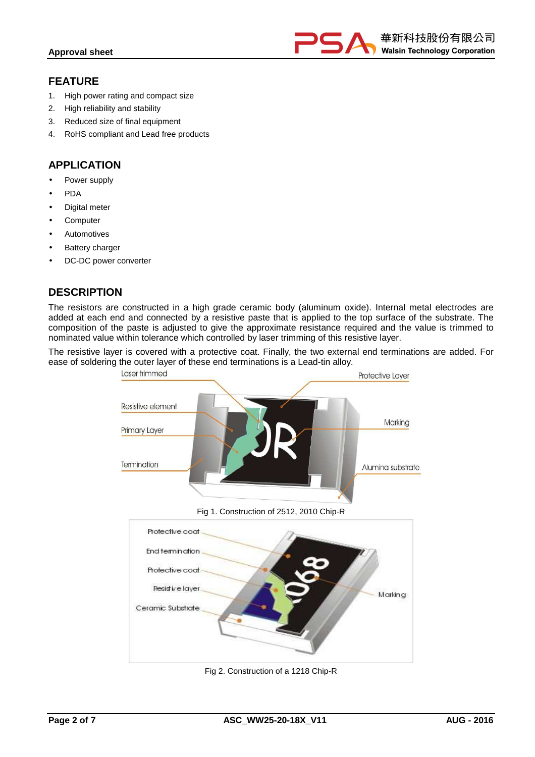## FEATURE

1. High power rating and compact size
2. High reliability and stability
3. Reduced size of final equipment
4. RoHS compliant and Lead free products

## APPLICATION

- Power supply
- PDA
- Digital meter
- Computer
- Automotives
- Battery charger
- DC-DC power converter

## DESCRIPTION

The resistors are constructed in a high grade ceramic body (aluminum oxide). Internal metal electrodes are added at each end and connected by a resistive paste that is applied to the top surface of the substrate. The composition of the paste is adjusted to give the approximate resistance required and the value is trimmed to nominated value within tolerance which controlled by laser trimming of this resistive layer.

The resistive layer is covered with a protective coat. Finally, the two external end terminations are added. For ease of soldering the outer layer of these end terminations is a Lead-tin alloy.

Fig 1. Construction of 2512, 2010 Chip-R

Fig 2. Construction of a 1218 Chip-R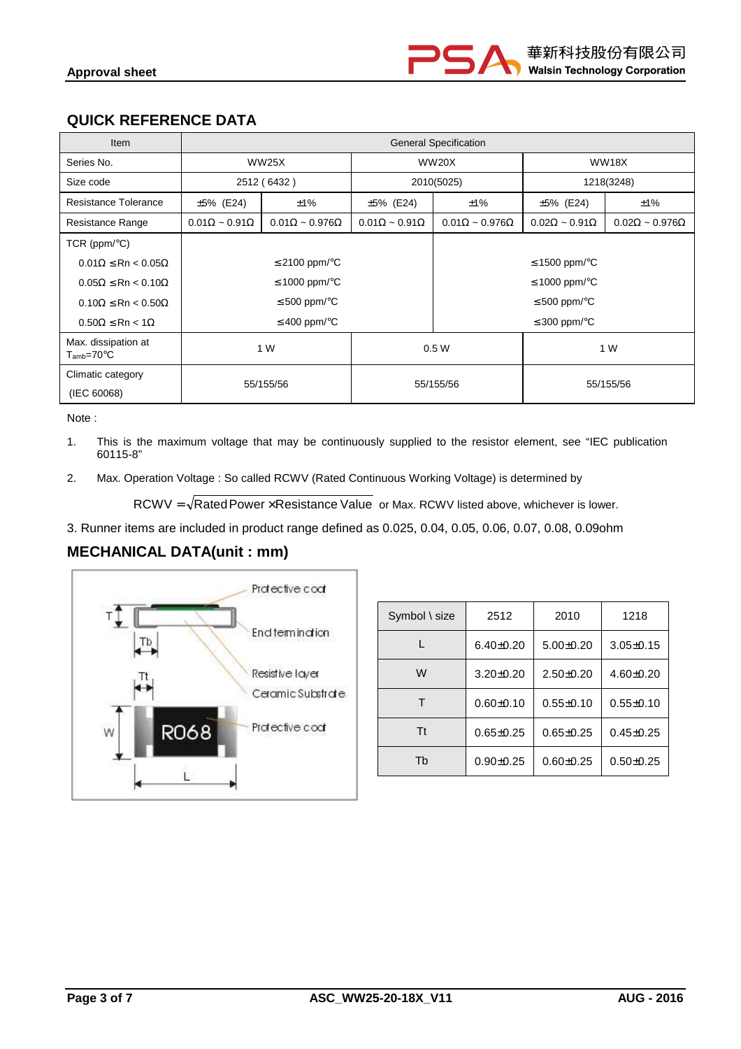## QUICK REFERENCE DATA

| Item | General Specification | | | | | |
|---|---|---|---|---|---|---|
| Series No. | WW25X | | WW20X | | WW18X | |
| Size code | 2512 ( 6432 ) | | 2010(5025) | | 1218(3248) | |
| Resistance Tolerance | ±5% (E24) | ±1% | ±5% (E24) | ±1% | ±5% (E24) | ±1% |
| Resistance Range | 0.01Ω ~ 0.91Ω | 0.01Ω ~ 0.976Ω | 0.01Ω ~ 0.91Ω | 0.01Ω ~ 0.976Ω | 0.02Ω ~ 0.91Ω | 0.02Ω ~ 0.976Ω |
| TCR (ppm/°C) | | | | | | |
| 0.01Ω ≤Rn < 0.05Ω | ≤2100 ppm/°C | | | ≤1500 ppm/°C | | |
| 0.05Ω ≤Rn < 0.10Ω | ≤1000 ppm/°C | | | ≤1000 ppm/°C | | |
| 0.10Ω ≤Rn < 0.50Ω | ≤500 ppm/°C | | | ≤500 ppm/°C | | |
| 0.50Ω ≤Rn < 1Ω | ≤400 ppm/°C | | | ≤300 ppm/°C | | |
| Max. dissipation at $T_{amb}$=70°C | 1 W | | 0.5 W | | 1 W | |
| Climatic category (IEC 60068) | 55/155/56 | | 55/155/56 | | 55/155/56 | |

Note :

1. This is the maximum voltage that may be continuously supplied to the resistor element, see "IEC publication 60115-8"
2. Max. Operation Voltage : So called RCWV (Rated Continuous Working Voltage) is determined by

$$RCWV = \sqrt{\text{Rated Power} \times \text{Resistance Value}}$$ or Max. RCWV listed above, whichever is lower.

3. Runner items are included in product range defined as 0.025, 0.04, 0.05, 0.06, 0.07, 0.08, 0.09ohm

## MECHANICAL DATA(unit : mm)

Protective coat
End termination
Resistive layer
Ceramic Substrate
Protective coat
R068

| Symbol \ size | 2512 | 2010 | 1218 |
|---|---|---|---|
| L | 6.40±0.20 | 5.00±0.20 | 3.05±0.15 |
| W | 3.20±0.20 | 2.50±0.20 | 4.60±0.20 |
| T | 0.60±0.10 | 0.55±0.10 | 0.55±0.10 |
| Tt | 0.65±0.25 | 0.65±0.25 | 0.45±0.25 |
| Tb | 0.90±0.25 | 0.60±0.25 | 0.50±0.25 |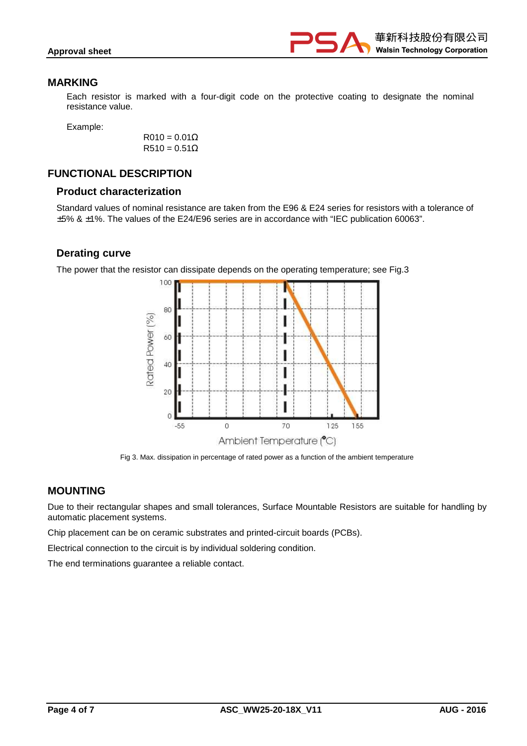## MARKING

Each resistor is marked with a four-digit code on the protective coating to designate the nominal resistance value.

Example:

R010 = 0.01Ω
R510 = 0.51Ω

## FUNCTIONAL DESCRIPTION

### Product characterization

Standard values of nominal resistance are taken from the E96 & E24 series for resistors with a tolerance of ±5% & ±1%. The values of the E24/E96 series are in accordance with “IEC publication 60063”.

### Derating curve

The power that the resistor can dissipate depends on the operating temperature; see Fig.3

Fig 3. Max. dissipation in percentage of rated power as a function of the ambient temperature

## MOUNTING

Due to their rectangular shapes and small tolerances, Surface Mountable Resistors are suitable for handling by automatic placement systems.

Chip placement can be on ceramic substrates and printed-circuit boards (PCBs).

Electrical connection to the circuit is by individual soldering condition.

The end terminations guarantee a reliable contact.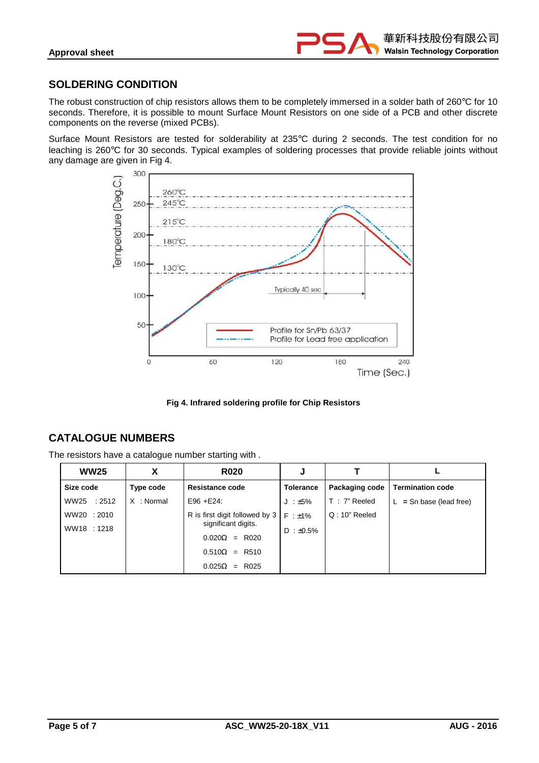## SOLDERING CONDITION

The robust construction of chip resistors allows them to be completely immersed in a solder bath of 260℃ for 10 seconds. Therefore, it is possible to mount Surface Mount Resistors on one side of a PCB and other discrete components on the reverse (mixed PCBs).

Surface Mount Resistors are tested for solderability at 235℃ during 2 seconds. The test condition for no leaching is 260℃ for 30 seconds. Typical examples of soldering processes that provide reliable joints without any damage are given in Fig 4.

**Fig 4. Infrared soldering profile for Chip Resistors**

## CATALOGUE NUMBERS

The resistors have a catalogue number starting with .

| WW25 | X | R020 | J | T | L |
|---|---|---|---|---|---|
| **Size code** | **Type code** | **Resistance code** | **Tolerance** | **Packaging code** | **Termination code** |
| WW25 : 2512<br>WW20 : 2010<br>WW18 : 1218 | X : Normal | E96 +E24:<br>R is first digit followed by 3 significant digits.<br>0.020Ω = R020<br>0.510Ω = R510<br>0.025Ω = R025 | J : ±5%<br>F : ±1%<br>D : ±0.5% | T : 7" Reeled<br>Q : 10" Reeled | L = Sn base (lead free) |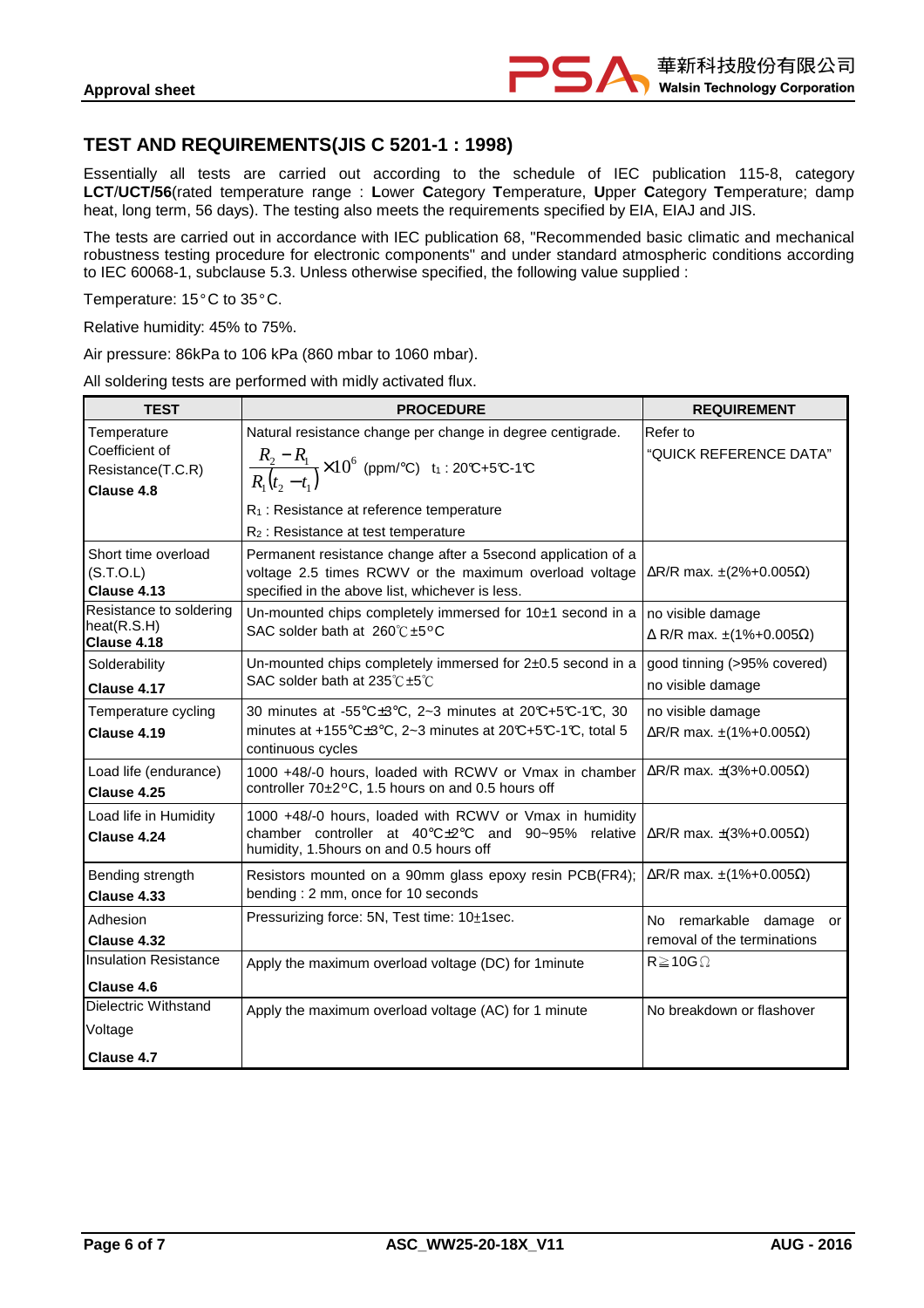## TEST AND REQUIREMENTS(JIS C 5201-1 : 1998)

Essentially all tests are carried out according to the schedule of IEC publication 115-8, category **LCT**/**UCT/56**(rated temperature range : **L**ower **C**ategory **T**emperature, **U**pper **C**ategory **T**emperature; damp heat, long term, 56 days). The testing also meets the requirements specified by EIA, EIAJ and JIS.

The tests are carried out in accordance with IEC publication 68, "Recommended basic climatic and mechanical robustness testing procedure for electronic components" and under standard atmospheric conditions according to IEC 60068-1, subclause 5.3. Unless otherwise specified, the following value supplied :

Temperature: 15°C to 35°C.

Relative humidity: 45% to 75%.

Air pressure: 86kPa to 106 kPa (860 mbar to 1060 mbar).

All soldering tests are performed with midly activated flux.

| TEST | PROCEDURE | REQUIREMENT |
|---|---|---|
| Temperature Coefficient of Resistance(T.C.R) **Clause 4.8** | Natural resistance change per change in degree centigrade. $\frac{R_2 - R_1}{R_1(t_2 - t_1)} \times 10^6$ (ppm/℃) $t_1$ : 20℃+5℃-1℃ $R_1$ : Resistance at reference temperature $R_2$ : Resistance at test temperature | Refer to "QUICK REFERENCE DATA" |
| Short time overload (S.T.O.L) **Clause 4.13** | Permanent resistance change after a 5second application of a voltage 2.5 times RCWV or the maximum overload voltage specified in the above list, whichever is less. | ΔR/R max. ±(2%+0.005Ω) |
| Resistance to soldering heat(R.S.H) **Clause 4.18** | Un-mounted chips completely immersed for 10±1 second in a SAC solder bath at 260℃±5°C | no visible damage Δ R/R max. ±(1%+0.005Ω) |
| Solderability **Clause 4.17** | Un-mounted chips completely immersed for 2±0.5 second in a SAC solder bath at 235℃±5℃ | good tinning (>95% covered) no visible damage |
| Temperature cycling **Clause 4.19** | 30 minutes at -55℃±3℃, 2~3 minutes at 20℃+5℃-1℃, 30 minutes at +155℃±3℃, 2~3 minutes at 20℃+5℃-1℃, total 5 continuous cycles | no visible damage ΔR/R max. ±(1%+0.005Ω) |
| Load life (endurance) **Clause 4.25** | 1000 +48/-0 hours, loaded with RCWV or Vmax in chamber controller 70±2°C, 1.5 hours on and 0.5 hours off | ΔR/R max. ±(3%+0.005Ω) |
| Load life in Humidity **Clause 4.24** | 1000 +48/-0 hours, loaded with RCWV or Vmax in humidity chamber controller at 40℃±2℃ and 90~95% relative humidity, 1.5hours on and 0.5 hours off | ΔR/R max. ±(3%+0.005Ω) |
| Bending strength **Clause 4.33** | Resistors mounted on a 90mm glass epoxy resin PCB(FR4); bending : 2 mm, once for 10 seconds | ΔR/R max. ±(1%+0.005Ω) |
| Adhesion **Clause 4.32** | Pressurizing force: 5N, Test time: 10±1sec. | No remarkable damage or removal of the terminations |
| Insulation Resistance **Clause 4.6** | Apply the maximum overload voltage (DC) for 1minute | R≧10GΩ |
| Dielectric Withstand Voltage **Clause 4.7** | Apply the maximum overload voltage (AC) for 1 minute | No breakdown or flashover |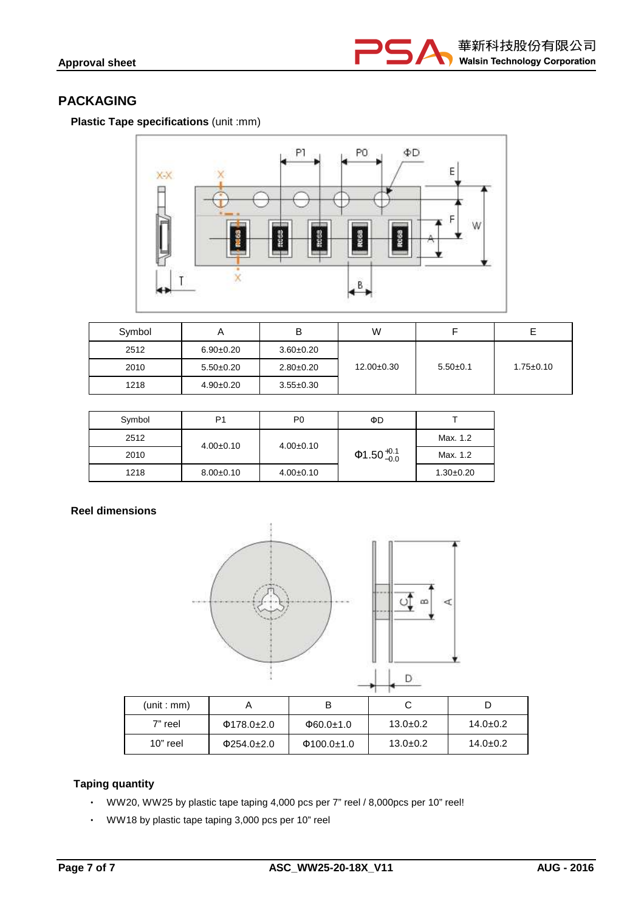## PACKAGING

**Plastic Tape specifications** (unit :mm)

| Symbol | A | B | W | F | E |
|---|---|---|---|---|---|
| 2512 | 6.90±0.20 | 3.60±0.20 | 12.00±0.30 | 5.50±0.1 | 1.75±0.10 |
| 2010 | 5.50±0.20 | 2.80±0.20 | | | |
| 1218 | 4.90±0.20 | 3.55±0.30 | | | |

| Symbol | P1 | P0 | ΦD | T |
|---|---|---|---|---|
| 2512 | 4.00±0.10 | 4.00±0.10 | $\Phi 1.50^{+0.1}_{-0.0}$ | Max. 1.2 |
| 2010 | | | | Max. 1.2 |
| 1218 | 8.00±0.10 | 4.00±0.10 | | 1.30±0.20 |

**Reel dimensions**

| (unit : mm) | A | B | C | D |
|---|---|---|---|---|
| 7" reel | Φ178.0±2.0 | Φ60.0±1.0 | 13.0±0.2 | 14.0±0.2 |
| 10" reel | Φ254.0±2.0 | Φ100.0±1.0 | 13.0±0.2 | 14.0±0.2 |

**Taping quantity**

- WW20, WW25 by plastic tape taping 4,000 pcs per 7" reel / 8,000pcs per 10" reel!
- WW18 by plastic tape taping 3,000 pcs per 10" reel